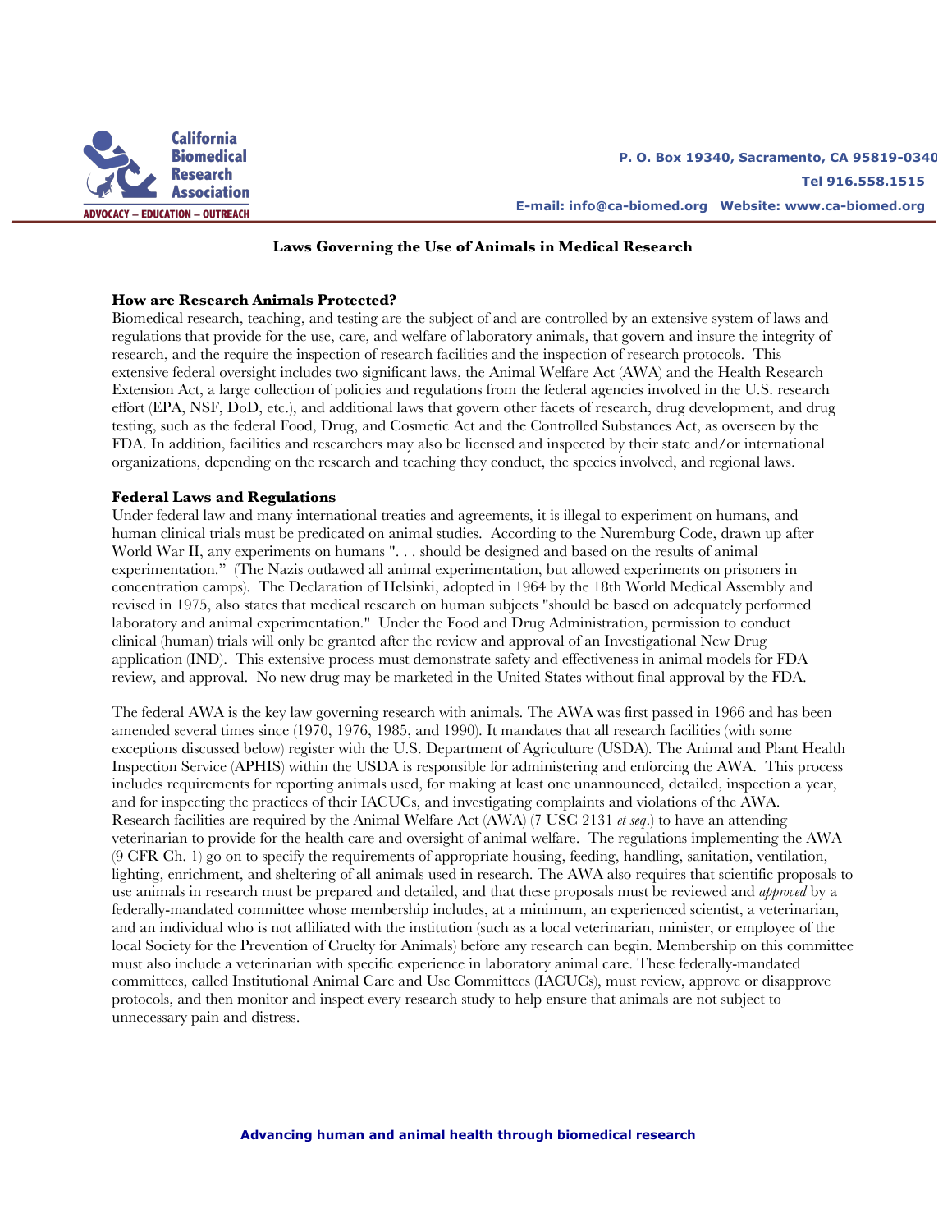California Biomedical Research Association
ADVOCACY – EDUCATION – OUTREACH

P. O. Box 19340, Sacramento, CA 95819-0340
Tel 916.558.1515
E-mail: info@ca-biomed.org Website: www.ca-biomed.org

# Laws Governing the Use of Animals in Medical Research

## How are Research Animals Protected?

Biomedical research, teaching, and testing are the subject of and are controlled by an extensive system of laws and regulations that provide for the use, care, and welfare of laboratory animals, that govern and insure the integrity of research, and the require the inspection of research facilities and the inspection of research protocols. This extensive federal oversight includes two significant laws, the Animal Welfare Act (AWA) and the Health Research Extension Act, a large collection of policies and regulations from the federal agencies involved in the U.S. research effort (EPA, NSF, DoD, etc.), and additional laws that govern other facets of research, drug development, and drug testing, such as the federal Food, Drug, and Cosmetic Act and the Controlled Substances Act, as overseen by the FDA. In addition, facilities and researchers may also be licensed and inspected by their state and/or international organizations, depending on the research and teaching they conduct, the species involved, and regional laws.

## Federal Laws and Regulations

Under federal law and many international treaties and agreements, it is illegal to experiment on humans, and human clinical trials must be predicated on animal studies. According to the Nuremburg Code, drawn up after World War II, any experiments on humans ". . . should be designed and based on the results of animal experimentation." (The Nazis outlawed all animal experimentation, but allowed experiments on prisoners in concentration camps). The Declaration of Helsinki, adopted in 1964 by the 18th World Medical Assembly and revised in 1975, also states that medical research on human subjects "should be based on adequately performed laboratory and animal experimentation." Under the Food and Drug Administration, permission to conduct clinical (human) trials will only be granted after the review and approval of an Investigational New Drug application (IND). This extensive process must demonstrate safety and effectiveness in animal models for FDA review, and approval. No new drug may be marketed in the United States without final approval by the FDA.

The federal AWA is the key law governing research with animals. The AWA was first passed in 1966 and has been amended several times since (1970, 1976, 1985, and 1990). It mandates that all research facilities (with some exceptions discussed below) register with the U.S. Department of Agriculture (USDA). The Animal and Plant Health Inspection Service (APHIS) within the USDA is responsible for administering and enforcing the AWA. This process includes requirements for reporting animals used, for making at least one unannounced, detailed, inspection a year, and for inspecting the practices of their IACUCs, and investigating complaints and violations of the AWA. Research facilities are required by the Animal Welfare Act (AWA) (7 USC 2131 *et seq*.) to have an attending veterinarian to provide for the health care and oversight of animal welfare. The regulations implementing the AWA (9 CFR Ch. 1) go on to specify the requirements of appropriate housing, feeding, handling, sanitation, ventilation, lighting, enrichment, and sheltering of all animals used in research. The AWA also requires that scientific proposals to use animals in research must be prepared and detailed, and that these proposals must be reviewed and *approved* by a federally-mandated committee whose membership includes, at a minimum, an experienced scientist, a veterinarian, and an individual who is not affiliated with the institution (such as a local veterinarian, minister, or employee of the local Society for the Prevention of Cruelty for Animals) before any research can begin. Membership on this committee must also include a veterinarian with specific experience in laboratory animal care. These federally-mandated committees, called Institutional Animal Care and Use Committees (IACUCs), must review, approve or disapprove protocols, and then monitor and inspect every research study to help ensure that animals are not subject to unnecessary pain and distress.

Advancing human and animal health through biomedical research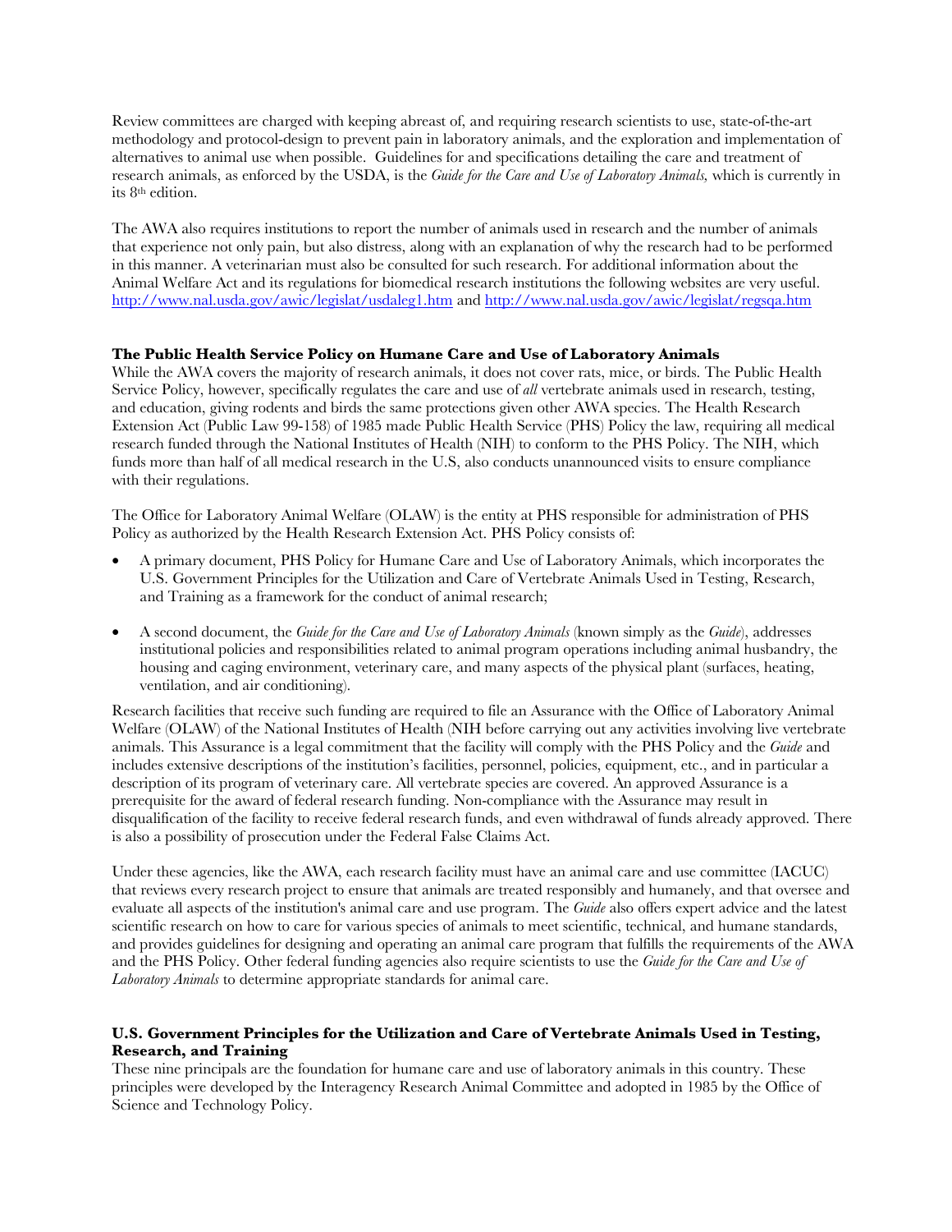Review committees are charged with keeping abreast of, and requiring research scientists to use, state-of-the-art methodology and protocol-design to prevent pain in laboratory animals, and the exploration and implementation of alternatives to animal use when possible. Guidelines for and specifications detailing the care and treatment of research animals, as enforced by the USDA, is the *Guide for the Care and Use of Laboratory Animals,* which is currently in its 8th edition.

The AWA also requires institutions to report the number of animals used in research and the number of animals that experience not only pain, but also distress, along with an explanation of why the research had to be performed in this manner. A veterinarian must also be consulted for such research. For additional information about the Animal Welfare Act and its regulations for biomedical research institutions the following websites are very useful. http://www.nal.usda.gov/awic/legislat/usdaleg1.htm and http://www.nal.usda.gov/awic/legislat/regsqa.htm

**The Public Health Service Policy on Humane Care and Use of Laboratory Animals**

While the AWA covers the majority of research animals, it does not cover rats, mice, or birds. The Public Health Service Policy, however, specifically regulates the care and use of *all* vertebrate animals used in research, testing, and education, giving rodents and birds the same protections given other AWA species. The Health Research Extension Act (Public Law 99-158) of 1985 made Public Health Service (PHS) Policy the law, requiring all medical research funded through the National Institutes of Health (NIH) to conform to the PHS Policy. The NIH, which funds more than half of all medical research in the U.S, also conducts unannounced visits to ensure compliance with their regulations.

The Office for Laboratory Animal Welfare (OLAW) is the entity at PHS responsible for administration of PHS Policy as authorized by the Health Research Extension Act. PHS Policy consists of:

- A primary document, PHS Policy for Humane Care and Use of Laboratory Animals, which incorporates the U.S. Government Principles for the Utilization and Care of Vertebrate Animals Used in Testing, Research, and Training as a framework for the conduct of animal research;

- A second document, the *Guide for the Care and Use of Laboratory Animals* (known simply as the *Guide*), addresses institutional policies and responsibilities related to animal program operations including animal husbandry, the housing and caging environment, veterinary care, and many aspects of the physical plant (surfaces, heating, ventilation, and air conditioning).

Research facilities that receive such funding are required to file an Assurance with the Office of Laboratory Animal Welfare (OLAW) of the National Institutes of Health (NIH before carrying out any activities involving live vertebrate animals. This Assurance is a legal commitment that the facility will comply with the PHS Policy and the *Guide* and includes extensive descriptions of the institution's facilities, personnel, policies, equipment, etc., and in particular a description of its program of veterinary care. All vertebrate species are covered. An approved Assurance is a prerequisite for the award of federal research funding. Non-compliance with the Assurance may result in disqualification of the facility to receive federal research funds, and even withdrawal of funds already approved. There is also a possibility of prosecution under the Federal False Claims Act.

Under these agencies, like the AWA, each research facility must have an animal care and use committee (IACUC) that reviews every research project to ensure that animals are treated responsibly and humanely, and that oversee and evaluate all aspects of the institution's animal care and use program. The *Guide* also offers expert advice and the latest scientific research on how to care for various species of animals to meet scientific, technical, and humane standards, and provides guidelines for designing and operating an animal care program that fulfills the requirements of the AWA and the PHS Policy. Other federal funding agencies also require scientists to use the *Guide for the Care and Use of Laboratory Animals* to determine appropriate standards for animal care.

**U.S. Government Principles for the Utilization and Care of Vertebrate Animals Used in Testing, Research, and Training**

These nine principals are the foundation for humane care and use of laboratory animals in this country. These principles were developed by the Interagency Research Animal Committee and adopted in 1985 by the Office of Science and Technology Policy.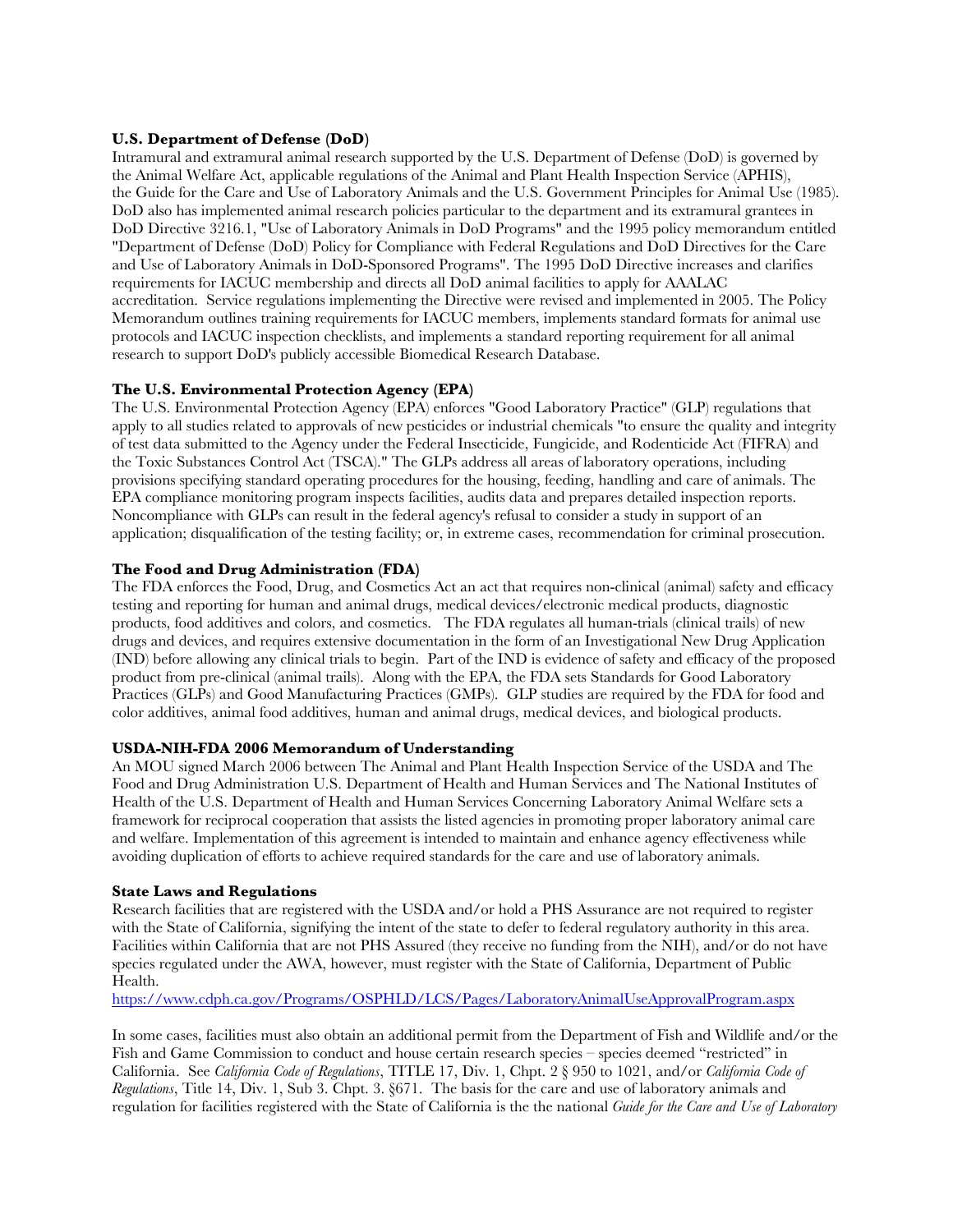**U.S. Department of Defense (DoD)**

Intramural and extramural animal research supported by the U.S. Department of Defense (DoD) is governed by the Animal Welfare Act, applicable regulations of the Animal and Plant Health Inspection Service (APHIS), the Guide for the Care and Use of Laboratory Animals and the U.S. Government Principles for Animal Use (1985). DoD also has implemented animal research policies particular to the department and its extramural grantees in DoD Directive 3216.1, "Use of Laboratory Animals in DoD Programs" and the 1995 policy memorandum entitled "Department of Defense (DoD) Policy for Compliance with Federal Regulations and DoD Directives for the Care and Use of Laboratory Animals in DoD-Sponsored Programs". The 1995 DoD Directive increases and clarifies requirements for IACUC membership and directs all DoD animal facilities to apply for AAALAC accreditation. Service regulations implementing the Directive were revised and implemented in 2005. The Policy Memorandum outlines training requirements for IACUC members, implements standard formats for animal use protocols and IACUC inspection checklists, and implements a standard reporting requirement for all animal research to support DoD's publicly accessible Biomedical Research Database.

**The U.S. Environmental Protection Agency (EPA)**

The U.S. Environmental Protection Agency (EPA) enforces "Good Laboratory Practice" (GLP) regulations that apply to all studies related to approvals of new pesticides or industrial chemicals "to ensure the quality and integrity of test data submitted to the Agency under the Federal Insecticide, Fungicide, and Rodenticide Act (FIFRA) and the Toxic Substances Control Act (TSCA)." The GLPs address all areas of laboratory operations, including provisions specifying standard operating procedures for the housing, feeding, handling and care of animals. The EPA compliance monitoring program inspects facilities, audits data and prepares detailed inspection reports. Noncompliance with GLPs can result in the federal agency's refusal to consider a study in support of an application; disqualification of the testing facility; or, in extreme cases, recommendation for criminal prosecution.

**The Food and Drug Administration (FDA)**

The FDA enforces the Food, Drug, and Cosmetics Act an act that requires non-clinical (animal) safety and efficacy testing and reporting for human and animal drugs, medical devices/electronic medical products, diagnostic products, food additives and colors, and cosmetics. The FDA regulates all human-trials (clinical trails) of new drugs and devices, and requires extensive documentation in the form of an Investigational New Drug Application (IND) before allowing any clinical trials to begin. Part of the IND is evidence of safety and efficacy of the proposed product from pre-clinical (animal trails). Along with the EPA, the FDA sets Standards for Good Laboratory Practices (GLPs) and Good Manufacturing Practices (GMPs). GLP studies are required by the FDA for food and color additives, animal food additives, human and animal drugs, medical devices, and biological products.

**USDA-NIH-FDA 2006 Memorandum of Understanding**

An MOU signed March 2006 between The Animal and Plant Health Inspection Service of the USDA and The Food and Drug Administration U.S. Department of Health and Human Services and The National Institutes of Health of the U.S. Department of Health and Human Services Concerning Laboratory Animal Welfare sets a framework for reciprocal cooperation that assists the listed agencies in promoting proper laboratory animal care and welfare. Implementation of this agreement is intended to maintain and enhance agency effectiveness while avoiding duplication of efforts to achieve required standards for the care and use of laboratory animals.

**State Laws and Regulations**

Research facilities that are registered with the USDA and/or hold a PHS Assurance are not required to register with the State of California, signifying the intent of the state to defer to federal regulatory authority in this area. Facilities within California that are not PHS Assured (they receive no funding from the NIH), and/or do not have species regulated under the AWA, however, must register with the State of California, Department of Public Health.
https://www.cdph.ca.gov/Programs/OSPHLD/LCS/Pages/LaboratoryAnimalUseApprovalProgram.aspx

In some cases, facilities must also obtain an additional permit from the Department of Fish and Wildlife and/or the Fish and Game Commission to conduct and house certain research species – species deemed "restricted" in California. See *California Code of Regulations*, TITLE 17, Div. 1, Chpt. 2 § 950 to 1021, and/or *California Code of Regulations*, Title 14, Div. 1, Sub 3. Chpt. 3. §671. The basis for the care and use of laboratory animals and regulation for facilities registered with the State of California is the the national *Guide for the Care and Use of Laboratory*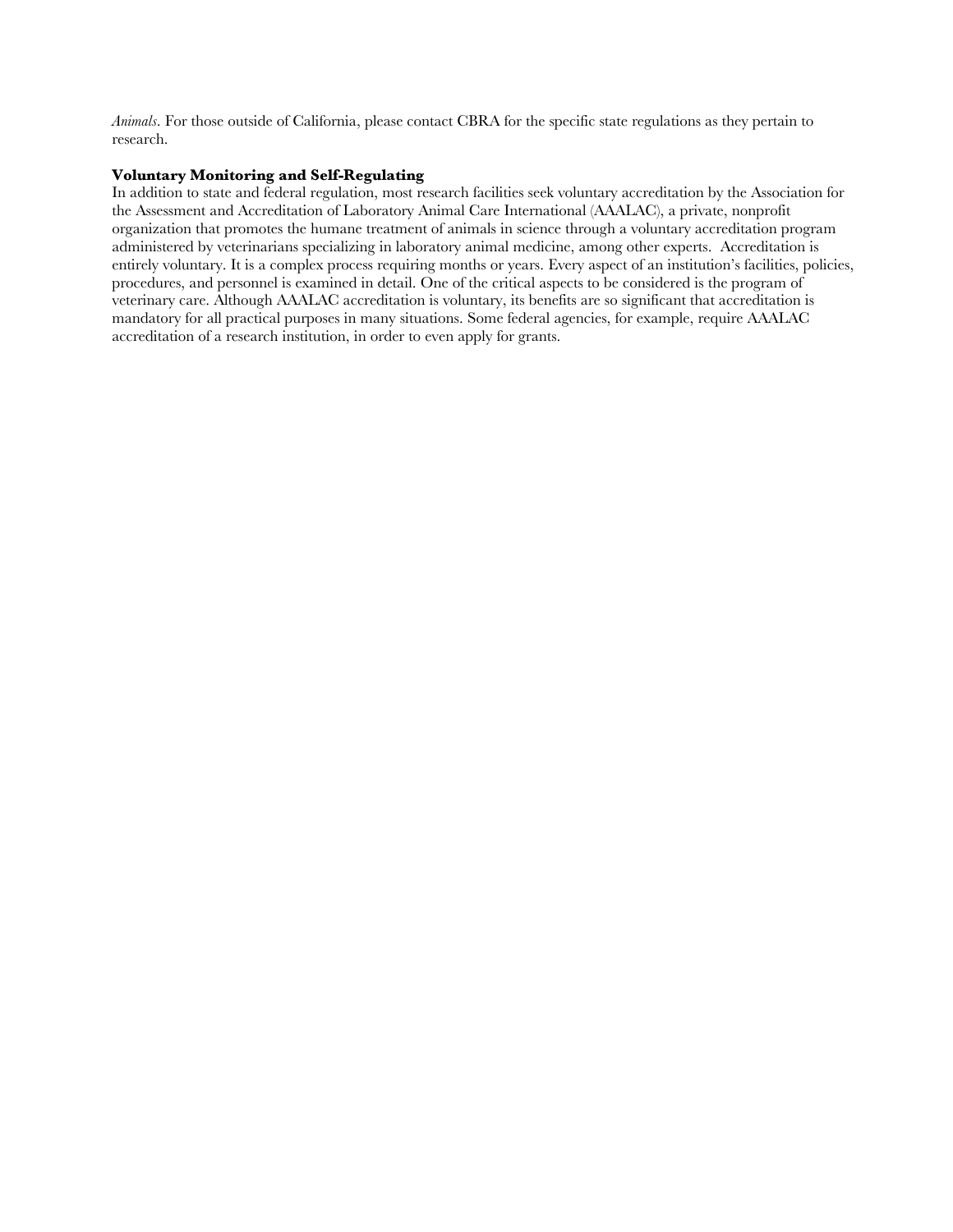*Animals*. For those outside of California, please contact CBRA for the specific state regulations as they pertain to research.

**Voluntary Monitoring and Self-Regulating**

In addition to state and federal regulation, most research facilities seek voluntary accreditation by the Association for the Assessment and Accreditation of Laboratory Animal Care International (AAALAC), a private, nonprofit organization that promotes the humane treatment of animals in science through a voluntary accreditation program administered by veterinarians specializing in laboratory animal medicine, among other experts. Accreditation is entirely voluntary. It is a complex process requiring months or years. Every aspect of an institution's facilities, policies, procedures, and personnel is examined in detail. One of the critical aspects to be considered is the program of veterinary care. Although AAALAC accreditation is voluntary, its benefits are so significant that accreditation is mandatory for all practical purposes in many situations. Some federal agencies, for example, require AAALAC accreditation of a research institution, in order to even apply for grants.